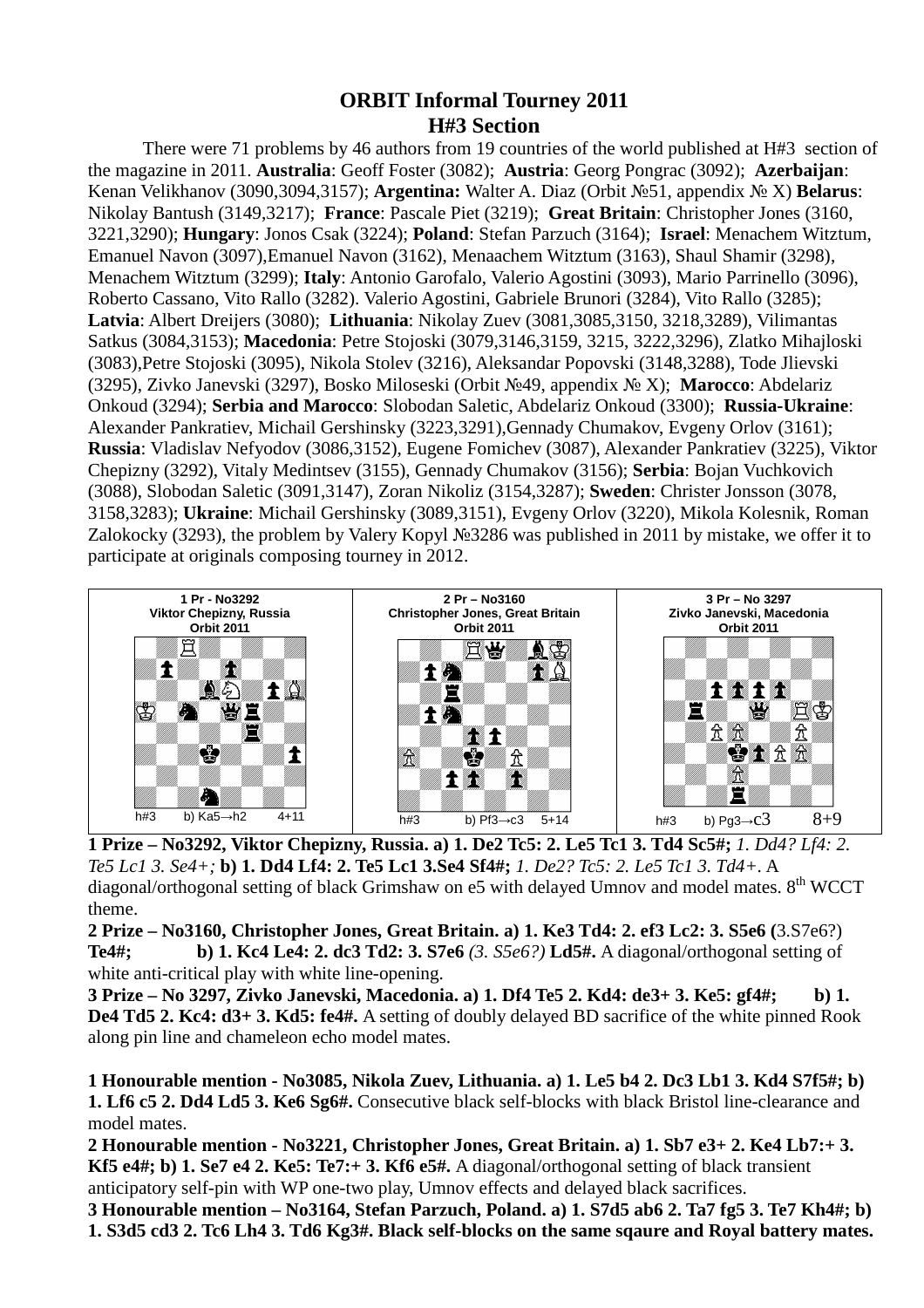# ORBIT Informal Tourney 2011
## H#3 Section

There were 71 problems by 46 authors from 19 countries of the world published at H#3 section of the magazine in 2011. **Australia**: Geoff Foster (3082); **Austria**: Georg Pongrac (3092); **Azerbaijan**: Kenan Velikhanov (3090,3094,3157); **Argentina:** Walter A. Diaz (Orbit №51, appendix № X) **Belarus**: Nikolay Bantush (3149,3217); **France**: Pascale Piet (3219); **Great Britain**: Christopher Jones (3160, 3221,3290); **Hungary**: Jonos Csak (3224); **Poland**: Stefan Parzuch (3164); **Israel**: Menachem Witztum, Emanuel Navon (3097),Emanuel Navon (3162), Menaachem Witztum (3163), Shaul Shamir (3298), Menachem Witztum (3299); **Italy**: Antonio Garofalo, Valerio Agostini (3093), Mario Parrinello (3096), Roberto Cassano, Vito Rallo (3282). Valerio Agostini, Gabriele Brunori (3284), Vito Rallo (3285); **Latvia**: Albert Dreijers (3080); **Lithuania**: Nikolay Zuev (3081,3085,3150, 3218,3289), Vilimantas Satkus (3084,3153); **Macedonia**: Petre Stojoski (3079,3146,3159, 3215, 3222,3296), Zlatko Mihajloski (3083),Petre Stojoski (3095), Nikola Stolev (3216), Aleksandar Popovski (3148,3288), Tode Jlievski (3295), Zivko Janevski (3297), Bosko Miloseski (Orbit №49, appendix № X); **Marocco**: Abdelariz Onkoud (3294); **Serbia and Marocco**: Slobodan Saletic, Abdelariz Onkoud (3300); **Russia-Ukraine**: Alexander Pankratiev, Michail Gershinsky (3223,3291),Gennady Chumakov, Evgeny Orlov (3161); **Russia**: Vladislav Nefyodov (3086,3152), Eugene Fomichev (3087), Alexander Pankratiev (3225), Viktor Chepizny (3292), Vitaly Medintsev (3155), Gennady Chumakov (3156); **Serbia**: Bojan Vuchkovich (3088), Slobodan Saletic (3091,3147), Zoran Nikoliz (3154,3287); **Sweden**: Christer Jonsson (3078, 3158,3283); **Ukraine**: Michail Gershinsky (3089,3151), Evgeny Orlov (3220), Mikola Kolesnik, Roman Zalokocky (3293), the problem by Valery Kopyl №3286 was published in 2011 by mistake, we offer it to participate at originals composing tourney in 2012.

| 1 Pr - No3292 Viktor Chepizny, Russia Orbit 2011 | 2 Pr – No3160 Christopher Jones, Great Britain Orbit 2011 | 3 Pr – No 3297 Zivko Janevski, Macedonia Orbit 2011 |
| --- | --- | --- |
| h#3 b) Ka5→h2 4+11 | h#3 b) Pf3→c3 5+14 | h#3 b) Pg3→c3 8+9 |

**1 Prize – No3292, Viktor Chepizny, Russia. a) 1. De2 Tc5: 2. Le5 Tc1 3. Td4 Sc5#;** *1. Dd4? Lf4: 2. Te5 Lc1 3. Se4+;* **b) 1. Dd4 Lf4: 2. Te5 Lc1 3.Se4 Sf4#;** *1. De2? Tc5: 2. Le5 Tc1 3. Td4+*. A diagonal/orthogonal setting of black Grimshaw on e5 with delayed Umnov and model mates. 8[th] WCCT theme.

**2 Prize – No3160, Christopher Jones, Great Britain. a) 1. Ke3 Td4: 2. ef3 Lc2: 3. S5e6 (**3.S7e6?) **Te4#; b) 1. Kc4 Le4: 2. dc3 Td2: 3. S7e6** *(3. S5e6?)* **Ld5#.** A diagonal/orthogonal setting of white anti-critical play with white line-opening.

**3 Prize – No 3297, Zivko Janevski, Macedonia. a) 1. Df4 Te5 2. Kd4: de3+ 3. Ke5: gf4#; b) 1. De4 Td5 2. Kc4: d3+ 3. Kd5: fe4#.** A setting of doubly delayed BD sacrifice of the white pinned Rook along pin line and chameleon echo model mates.

**1 Honourable mention - No3085, Nikola Zuev, Lithuania. a) 1. Le5 b4 2. Dc3 Lb1 3. Kd4 S7f5#; b) 1. Lf6 c5 2. Dd4 Ld5 3. Ke6 Sg6#.** Consecutive black self-blocks with black Bristol line-clearance and model mates.

**2 Honourable mention - No3221, Christopher Jones, Great Britain. a) 1. Sb7 e3+ 2. Ke4 Lb7:+ 3. Kf5 e4#; b) 1. Se7 e4 2. Ke5: Te7:+ 3. Kf6 e5#.** A diagonal/orthogonal setting of black transient anticipatory self-pin with WP one-two play, Umnov effects and delayed black sacrifices.

**3 Honourable mention – No3164, Stefan Parzuch, Poland. a) 1. S7d5 ab6 2. Ta7 fg5 3. Te7 Kh4#; b) 1. S3d5 cd3 2. Tc6 Lh4 3. Td6 Kg3#. Black self-blocks on the same sqaure and Royal battery mates.**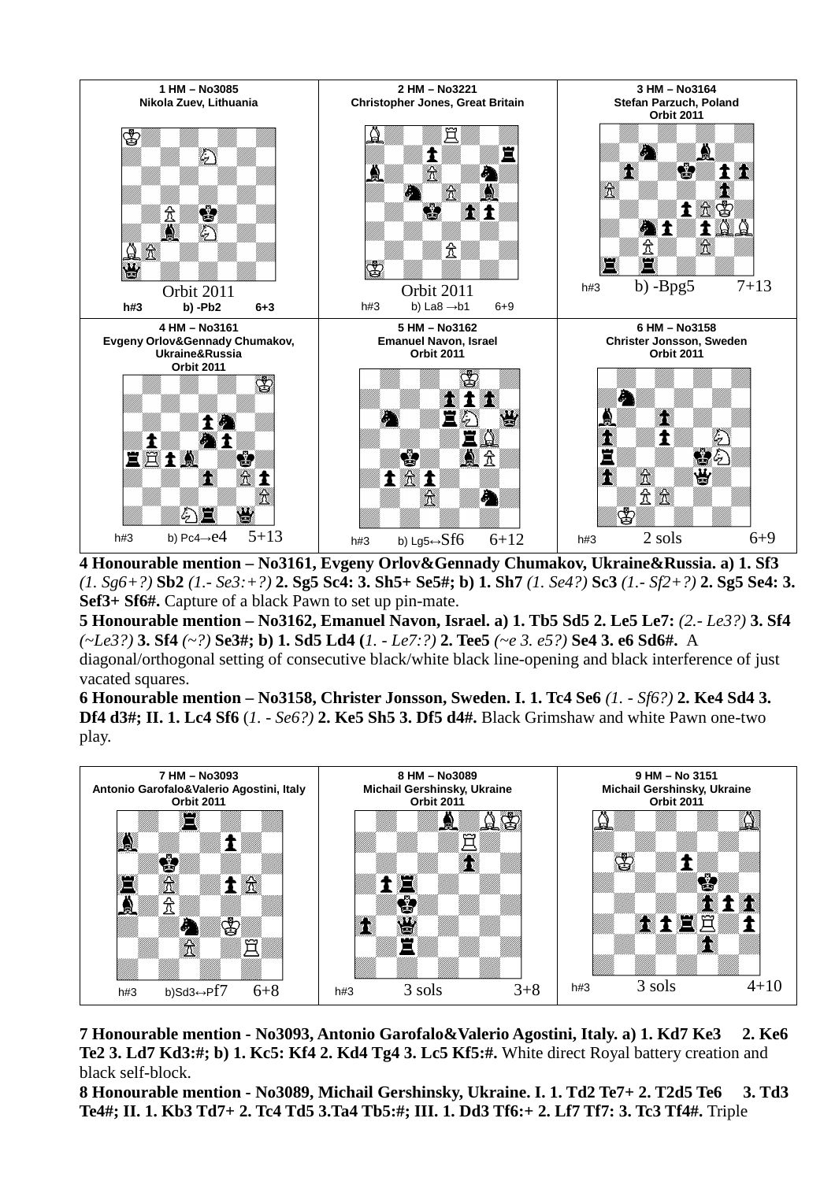**1 HM – No3085**
**Nikola Zuev, Lithuania**

Orbit 2011

h#3 b) -Pb2 6+3

**2 HM – No3221**
**Christopher Jones, Great Britain**

Orbit 2011

h#3 b) La8 →b1 6+9

**3 HM – No3164**
**Stefan Parzuch, Poland**
**Orbit 2011**

h#3 b) -Bpg5 7+13

**4 HM – No3161**
**Evgeny Orlov&Gennady Chumakov, Ukraine&Russia**
**Orbit 2011**

h#3 b) Pc4→e4 5+13

**5 HM – No3162**
**Emanuel Navon, Israel**
**Orbit 2011**

h#3 b) Lg5↔Sf6 6+12

**6 HM – No3158**
**Christer Jonsson, Sweden**
**Orbit 2011**

h#3 2 sols 6+9

**4 Honourable mention – No3161, Evgeny Orlov&Gennady Chumakov, Ukraine&Russia. a) 1. Sf3** *(1. Sg6+?)* **Sb2** *(1.- Se3:+?)* **2. Sg5 Sc4: 3. Sh5+ Se5#; b) 1. Sh7** *(1. Se4?)* **Sc3** *(1.- Sf2+?)* **2. Sg5 Se4: 3. Sef3+ Sf6#.** Capture of a black Pawn to set up pin-mate.

**5 Honourable mention – No3162, Emanuel Navon, Israel. a) 1. Tb5 Sd5 2. Le5 Le7:** *(2.- Le3?)* **3. Sf4** *(~Le3?)* **3. Sf4** *(~?)* **Se3#; b) 1. Sd5 Ld4 (***1. - Le7:?)* **2. Tee5** *(~e 3. e5?)* **Se4 3. e6 Sd6#.** A diagonal/orthogonal setting of consecutive black/white black line-opening and black interference of just vacated squares.

**6 Honourable mention – No3158, Christer Jonsson, Sweden. I. 1. Tc4 Se6** *(1. - Sf6?)* **2. Ke4 Sd4 3. Df4 d3#; II. 1. Lc4 Sf6** (*1. - Se6?)* **2. Ke5 Sh5 3. Df5 d4#.** Black Grimshaw and white Pawn one-two play.

**7 HM – No3093**
**Antonio Garofalo&Valerio Agostini, Italy**
**Orbit 2011**

h#3 b)Sd3↔Pf7 6+8

**8 HM – No3089**
**Michail Gershinsky, Ukraine**
**Orbit 2011**

h#3 3 sols 3+8

**9 HM – No 3151**
**Michail Gershinsky, Ukraine**
**Orbit 2011**

h#3 3 sols 4+10

**7 Honourable mention - No3093, Antonio Garofalo&Valerio Agostini, Italy. a) 1. Kd7 Ke3 2. Ke6 Te2 3. Ld7 Kd3:#; b) 1. Kc5: Kf4 2. Kd4 Tg4 3. Lc5 Kf5:#.** White direct Royal battery creation and black self-block.

**8 Honourable mention - No3089, Michail Gershinsky, Ukraine. I. 1. Td2 Te7+ 2. T2d5 Te6 3. Td3 Te4#; II. 1. Kb3 Td7+ 2. Tc4 Td5 3.Ta4 Tb5:#; III. 1. Dd3 Tf6:+ 2. Lf7 Tf7: 3. Tc3 Tf4#.** Triple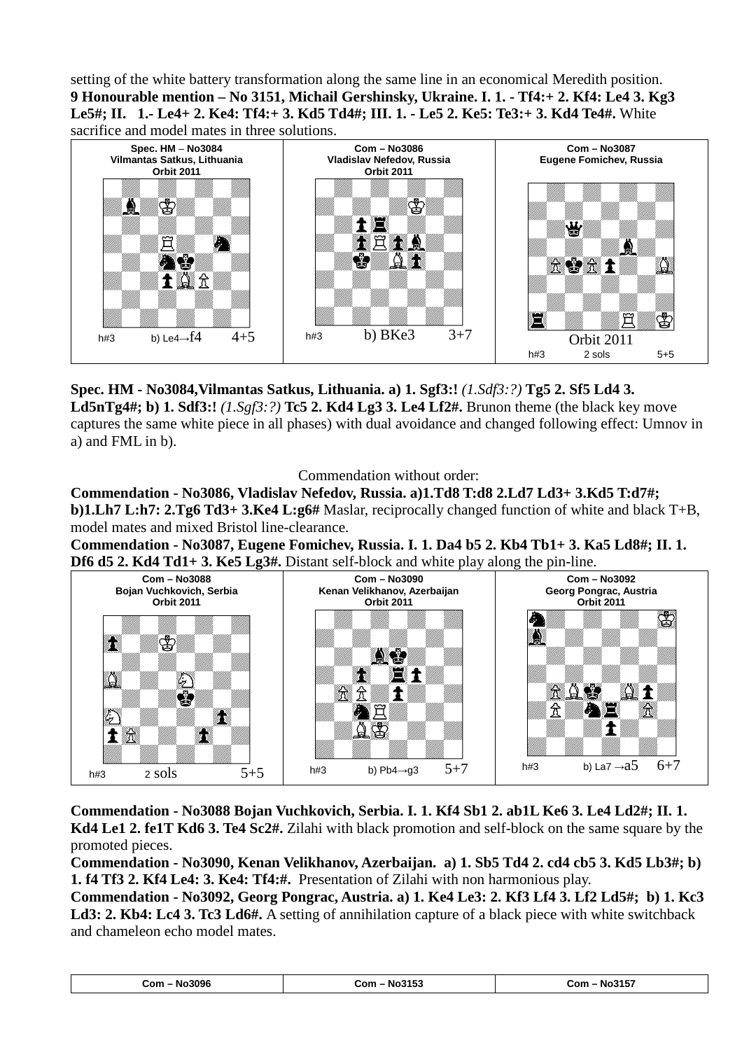setting of the white battery transformation along the same line in an economical Meredith position.

**9 Honourable mention – No 3151, Michail Gershinsky, Ukraine. I. 1. - Tf4:+ 2. Kf4: Le4 3. Kg3 Le5#; II. 1.- Le4+ 2. Ke4: Tf4:+ 3. Kd5 Td4#; III. 1. - Le5 2. Ke5: Te3:+ 3. Kd4 Te4#.** White sacrifice and model mates in three solutions.

| Spec. HM – No3084 Vilmantas Satkus, Lithuania Orbit 2011 | Com – No3086 Vladislav Nefedov, Russia Orbit 2011 | Com – No3087 Eugene Fomichev, Russia Orbit 2011 |
|---|---|---|
| h#3 b) Le4→f4 4+5 | h#3 b) BKe3 3+7 | h#3 2 sols 5+5 |

**Spec. HM - No3084,Vilmantas Satkus, Lithuania. a) 1. Sgf3:!** *(1.Sdf3:?)* **Tg5 2. Sf5 Ld4 3. Ld5nTg4#; b) 1. Sdf3:!** *(1.Sgf3:?)* **Tc5 2. Kd4 Lg3 3. Le4 Lf2#.** Brunon theme (the black key move captures the same white piece in all phases) with dual avoidance and changed following effect: Umnov in a) and FML in b).

Commendation without order:

**Commendation - No3086, Vladislav Nefedov, Russia. a)1.Td8 T:d8 2.Ld7 Ld3+ 3.Kd5 T:d7#; b)1.Lh7 L:h7: 2.Tg6 Td3+ 3.Ke4 L:g6#** Maslar, reciprocally changed function of white and black T+B, model mates and mixed Bristol line-clearance.

**Commendation - No3087, Eugene Fomichev, Russia. I. 1. Da4 b5 2. Kb4 Tb1+ 3. Ka5 Ld8#; II. 1. Df6 d5 2. Kd4 Td1+ 3. Ke5 Lg3#.** Distant self-block and white play along the pin-line.

| Com – No3088 Bojan Vuchkovich, Serbia Orbit 2011 | Com – No3090 Kenan Velikhanov, Azerbaijan Orbit 2011 | Com – No3092 Georg Pongrac, Austria Orbit 2011 |
|---|---|---|
| h#3 2 sols 5+5 | h#3 b) Pb4→g3 5+7 | h#3 b) La7 →a5 6+7 |

**Commendation - No3088 Bojan Vuchkovich, Serbia. I. 1. Kf4 Sb1 2. ab1L Ke6 3. Le4 Ld2#; II. 1. Kd4 Le1 2. fe1T Kd6 3. Te4 Sc2#.** Zilahi with black promotion and self-block on the same square by the promoted pieces.

**Commendation - No3090, Kenan Velikhanov, Azerbaijan. a) 1. Sb5 Td4 2. cd4 cb5 3. Kd5 Lb3#; b) 1. f4 Tf3 2. Kf4 Le4: 3. Ke4: Tf4:#.** Presentation of Zilahi with non harmonious play.

**Commendation - No3092, Georg Pongrac, Austria. a) 1. Ke4 Le3: 2. Kf3 Lf4 3. Lf2 Ld5#; b) 1. Kc3 Ld3: 2. Kb4: Lc4 3. Tc3 Ld6#.** A setting of annihilation capture of a black piece with white switchback and chameleon echo model mates.

| Com – No3096 | Com – No3153 | Com – No3157 |
|---|---|---|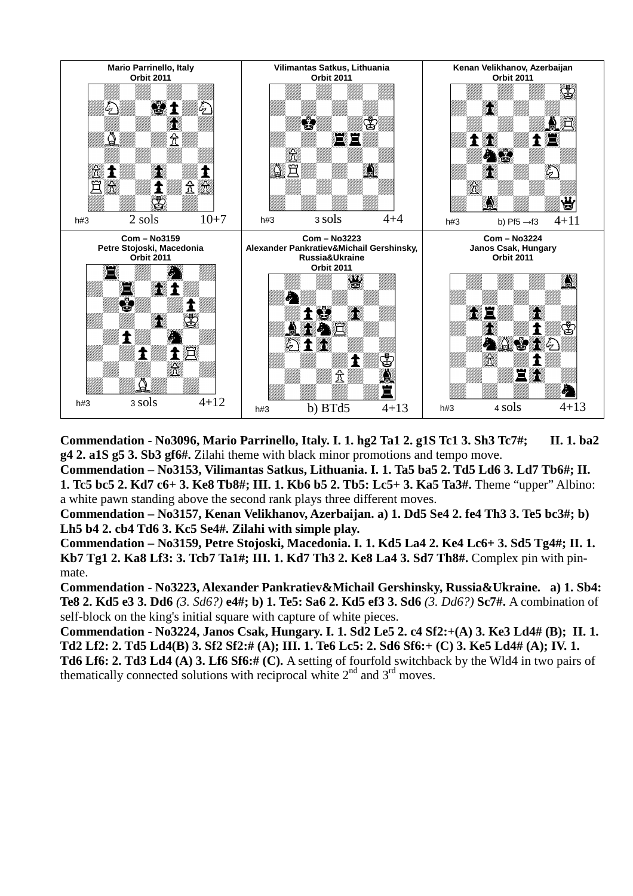| Mario Parrinello, Italy<br>Orbit 2011 | Vilimantas Satkus, Lithuania<br>Orbit 2011 | Kenan Velikhanov, Azerbaijan<br>Orbit 2011 |
|---|---|---|
| h#3 2 sols 10+7 | h#3 3 sols 4+4 | h#3 b) Pf5 →f3 4+11 |
| **Com – No3159**<br>Petre Stojoski, Macedonia<br>Orbit 2011 | **Com – No3223**<br>Alexander Pankratiev&Michail Gershinsky, Russia&Ukraine<br>Orbit 2011 | **Com – No3224**<br>Janos Csak, Hungary<br>Orbit 2011 |
| h#3 3 sols 4+12 | h#3 b) BTd5 4+13 | h#3 4 sols 4+13 |

**Commendation - No3096, Mario Parrinello, Italy. I. 1. hg2 Ta1 2. g1S Tc1 3. Sh3 Tc7#; II. 1. ba2 g4 2. a1S g5 3. Sb3 gf6#.** Zilahi theme with black minor promotions and tempo move.

**Commendation – No3153, Vilimantas Satkus, Lithuania. I. 1. Ta5 ba5 2. Td5 Ld6 3. Ld7 Tb6#; II. 1. Tc5 bc5 2. Kd7 c6+ 3. Ke8 Tb8#; III. 1. Kb6 b5 2. Tb5: Lc5+ 3. Ka5 Ta3#.** Theme "upper" Albino: a white pawn standing above the second rank plays three different moves.

**Commendation – No3157, Kenan Velikhanov, Azerbaijan. a) 1. Dd5 Se4 2. fe4 Th3 3. Te5 bc3#; b) Lh5 b4 2. cb4 Td6 3. Kc5 Se4#. Zilahi with simple play.**

**Commendation – No3159, Petre Stojoski, Macedonia. I. 1. Kd5 La4 2. Ke4 Lc6+ 3. Sd5 Tg4#; II. 1. Kb7 Tg1 2. Ka8 Lf3: 3. Tcb7 Ta1#; III. 1. Kd7 Th3 2. Ke8 La4 3. Sd7 Th8#.** Complex pin with pin-mate.

**Commendation - No3223, Alexander Pankratiev&Michail Gershinsky, Russia&Ukraine. a) 1. Sb4: Te8 2. Kd5 e3 3. Dd6** *(3. Sd6?)* **e4#; b) 1. Te5: Sa6 2. Kd5 ef3 3. Sd6** *(3. Dd6?)* **Sc7#.** A combination of self-block on the king's initial square with capture of white pieces.

**Commendation - No3224, Janos Csak, Hungary. I. 1. Sd2 Le5 2. c4 Sf2:+(A) 3. Ke3 Ld4# (B); II. 1. Td2 Lf2: 2. Td5 Ld4(B) 3. Sf2 Sf2:# (A); III. 1. Te6 Lc5: 2. Sd6 Sf6:+ (C) 3. Ke5 Ld4# (A); IV. 1. Td6 Lf6: 2. Td3 Ld4 (A) 3. Lf6 Sf6:# (C).** A setting of fourfold switchback by the Wld4 in two pairs of thematically connected solutions with reciprocal white 2nd and 3rd moves.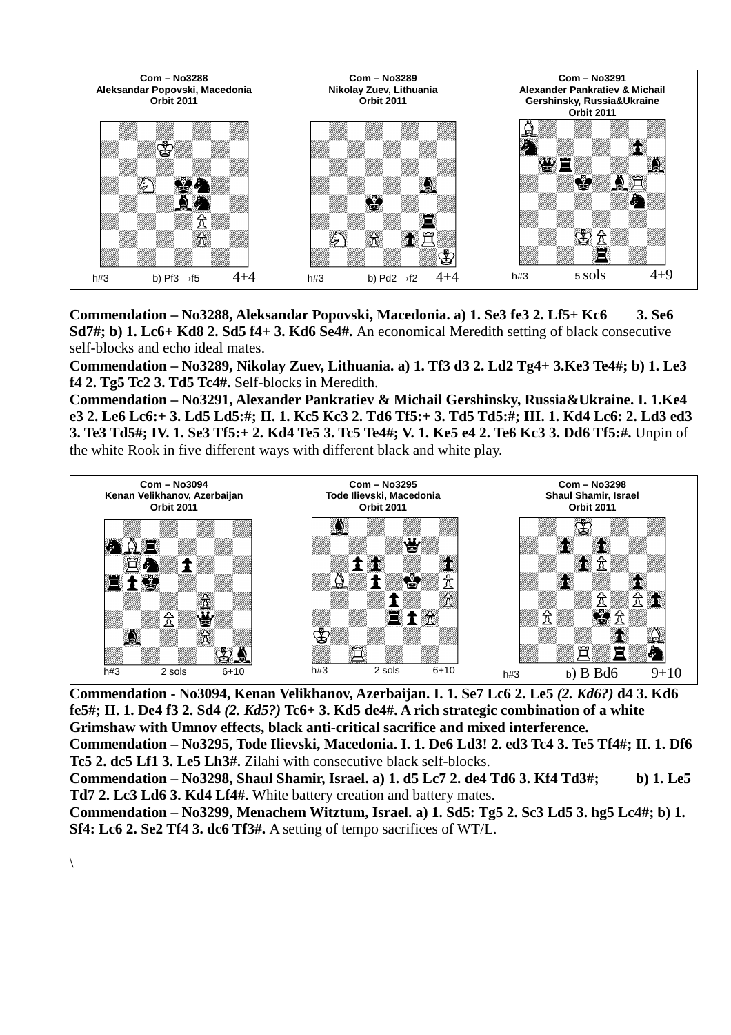| Com – No3288<br>Aleksandar Popovski, Macedonia<br>Orbit 2011 | Com – No3289<br>Nikolay Zuev, Lithuania<br>Orbit 2011 | Com – No3291<br>Alexander Pankratiev & Michail Gershinsky, Russia&Ukraine<br>Orbit 2011 |
|---|---|---|
| h#3 b) Pf3 →f5 4+4 | h#3 b) Pd2 →f2 4+4 | h#3 5 sols 4+9 |

**Commendation – No3288, Aleksandar Popovski, Macedonia. a) 1. Se3 fe3 2. Lf5+ Kc6 3. Se6 Sd7#; b) 1. Lc6+ Kd8 2. Sd5 f4+ 3. Kd6 Se4#.** An economical Meredith setting of black consecutive self-blocks and echo ideal mates.

**Commendation – No3289, Nikolay Zuev, Lithuania. a) 1. Tf3 d3 2. Ld2 Tg4+ 3.Ke3 Te4#; b) 1. Le3 f4 2. Tg5 Tc2 3. Td5 Tc4#.** Self-blocks in Meredith.

**Commendation – No3291, Alexander Pankratiev & Michail Gershinsky, Russia&Ukraine. I. 1.Ke4 e3 2. Le6 Lc6:+ 3. Ld5 Ld5:#; II. 1. Kc5 Kc3 2. Td6 Tf5:+ 3. Td5 Td5:#; III. 1. Kd4 Lc6: 2. Ld3 ed3 3. Te3 Td5#; IV. 1. Se3 Tf5:+ 2. Kd4 Te5 3. Tc5 Te4#; V. 1. Ke5 e4 2. Te6 Kc3 3. Dd6 Tf5:#.** Unpin of the white Rook in five different ways with different black and white play.

| Com – No3094<br>Kenan Velikhanov, Azerbaijan<br>Orbit 2011 | Com – No3295<br>Tode Ilievski, Macedonia<br>Orbit 2011 | Com – No3298<br>Shaul Shamir, Israel<br>Orbit 2011 |
|---|---|---|
| h#3 2 sols 6+10 | h#3 2 sols 6+10 | h#3 b) B Bd6 9+10 |

**Commendation - No3094, Kenan Velikhanov, Azerbaijan. I. 1. Se7 Lc6 2. Le5** ***(2. Kd6?)*** **d4 3. Kd6 fe5#; II. 1. De4 f3 2. Sd4** ***(2. Kd5?)*** **Tc6+ 3. Kd5 de4#. A rich strategic combination of a white Grimshaw with Umnov effects, black anti-critical sacrifice and mixed interference.**

**Commendation – No3295, Tode Ilievski, Macedonia. I. 1. De6 Ld3! 2. ed3 Tc4 3. Te5 Tf4#; II. 1. Df6 Tc5 2. dc5 Lf1 3. Le5 Lh3#.** Zilahi with consecutive black self-blocks.

**Commendation – No3298, Shaul Shamir, Israel. a) 1. d5 Lc7 2. de4 Td6 3. Kf4 Td3#; b) 1. Le5 Td7 2. Lc3 Ld6 3. Kd4 Lf4#.** White battery creation and battery mates.

**Commendation – No3299, Menachem Witztum, Israel. a) 1. Sd5: Tg5 2. Sc3 Ld5 3. hg5 Lc4#; b) 1. Sf4: Lc6 2. Se2 Tf4 3. dc6 Tf3#.** A setting of tempo sacrifices of WT/L.

\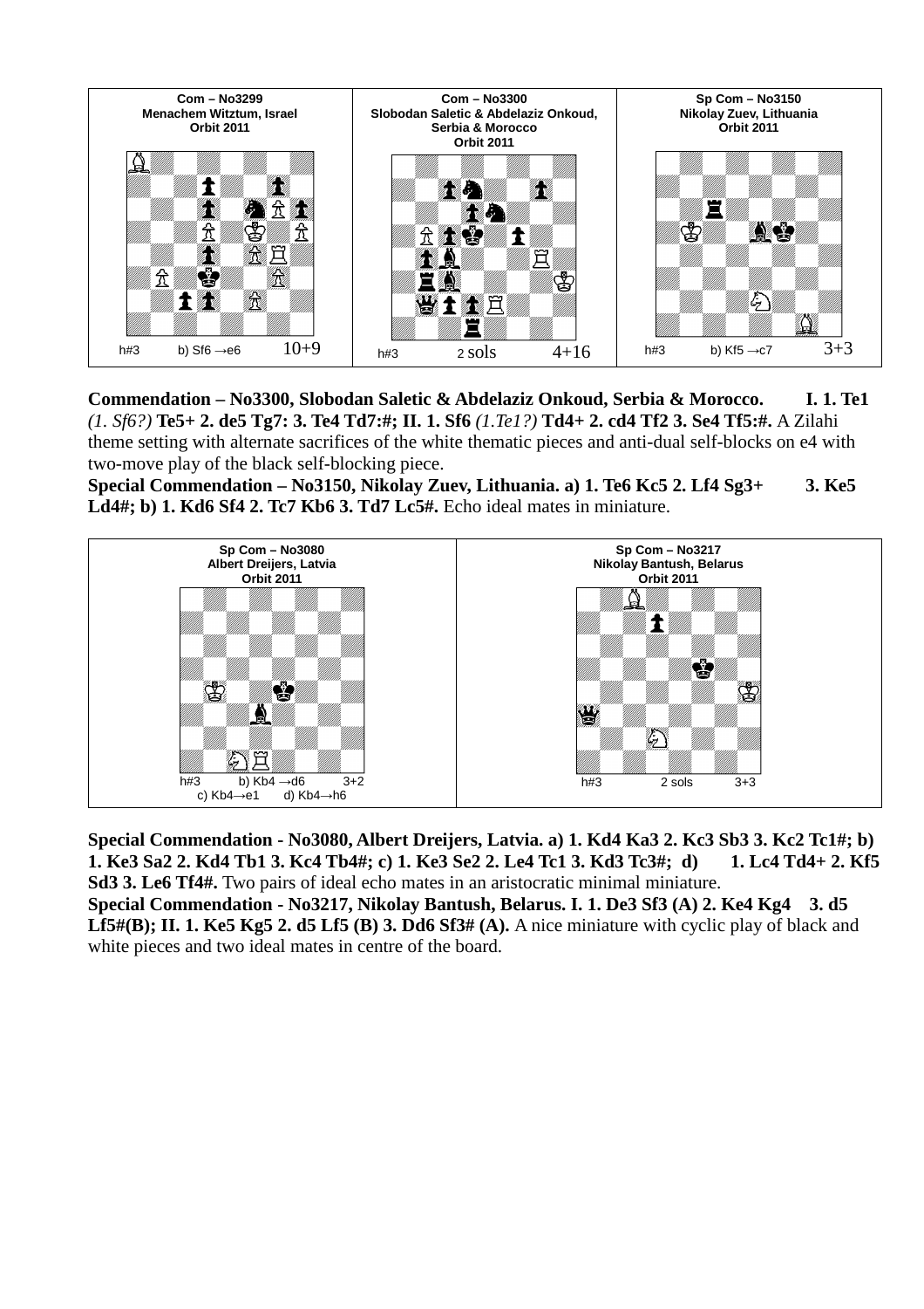**Com – No3299**
**Menachem Witztum, Israel**
**Orbit 2011**

h#3 b) Sf6 →e6 10+9

**Com – No3300**
**Slobodan Saletic & Abdelaziz Onkoud, Serbia & Morocco**
**Orbit 2011**

h#3 2 sols 4+16

**Sp Com – No3150**
**Nikolay Zuev, Lithuania**
**Orbit 2011**

h#3 b) Kf5 →c7 3+3

**Commendation – No3300, Slobodan Saletic & Abdelaziz Onkoud, Serbia & Morocco. I. 1. Te1** *(1. Sf6?)* **Te5+ 2. de5 Tg7: 3. Te4 Td7:#; II. 1. Sf6** *(1.Te1?)* **Td4+ 2. cd4 Tf2 3. Se4 Tf5:#.** A Zilahi theme setting with alternate sacrifices of the white thematic pieces and anti-dual self-blocks on e4 with two-move play of the black self-blocking piece.

**Special Commendation – No3150, Nikolay Zuev, Lithuania. a) 1. Te6 Kc5 2. Lf4 Sg3+ 3. Ke5 Ld4#; b) 1. Kd6 Sf4 2. Tc7 Kb6 3. Td7 Lc5#.** Echo ideal mates in miniature.

**Sp Com – No3080**
**Albert Dreijers, Latvia**
**Orbit 2011**

h#3 b) Kb4 →d6 3+2
c) Kb4→e1 d) Kb4→h6

**Sp Com – No3217**
**Nikolay Bantush, Belarus**
**Orbit 2011**

h#3 2 sols 3+3

**Special Commendation - No3080, Albert Dreijers, Latvia. a) 1. Kd4 Ka3 2. Kc3 Sb3 3. Kc2 Tc1#; b) 1. Ke3 Sa2 2. Kd4 Tb1 3. Kc4 Tb4#; c) 1. Ke3 Se2 2. Le4 Tc1 3. Kd3 Tc3#; d) 1. Lc4 Td4+ 2. Kf5 Sd3 3. Le6 Tf4#.** Two pairs of ideal echo mates in an aristocratic minimal miniature.

**Special Commendation - No3217, Nikolay Bantush, Belarus. I. 1. De3 Sf3 (A) 2. Ke4 Kg4 3. d5 Lf5#(B); II. 1. Ke5 Kg5 2. d5 Lf5 (B) 3. Dd6 Sf3# (A).** A nice miniature with cyclic play of black and white pieces and two ideal mates in centre of the board.